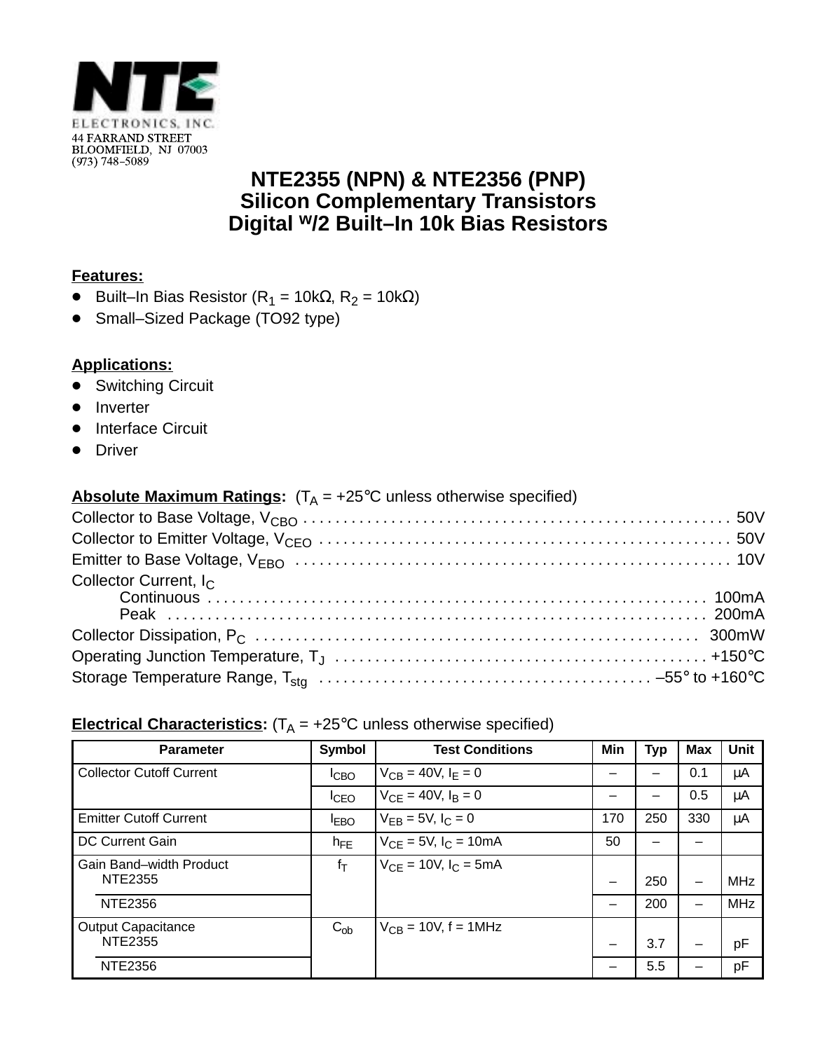NTE ELECTRONICS, INC.
44 FARRAND STREET
BLOOMFIELD, NJ 07003
(973) 748–5089

# NTE2355 (NPN) & NTE2356 (PNP)
# Silicon Complementary Transistors
# Digital w/2 Built–In 10k Bias Resistors

**Features:**

- Built–In Bias Resistor ($R_1$ = 10kΩ, $R_2$ = 10kΩ)
- Small–Sized Package (TO92 type)

**Applications:**

- Switching Circuit
- Inverter
- Interface Circuit
- Driver

**Absolute Maximum Ratings:** ($T_A$ = +25°C unless otherwise specified)

Collector to Base Voltage, $V_{CBO}$ . . . . . . . . . . . . . . . . . . . . . . . . . . . . 50V
Collector to Emitter Voltage, $V_{CEO}$ . . . . . . . . . . . . . . . . . . . . . . . . . . . 50V
Emitter to Base Voltage, $V_{EBO}$ . . . . . . . . . . . . . . . . . . . . . . . . . . . . 10V
Collector Current, $I_C$
 Continuous . . . . . . . . . . . . . . . . . . . . . . . . . . . . . . . . . 100mA
 Peak . . . . . . . . . . . . . . . . . . . . . . . . . . . . . . . . . . . . 200mA
Collector Dissipation, $P_C$ . . . . . . . . . . . . . . . . . . . . . . . . . . . . . 300mW
Operating Junction Temperature, $T_J$ . . . . . . . . . . . . . . . . . . . . . . . . +150°C
Storage Temperature Range, $T_{stg}$ . . . . . . . . . . . . . . . . . . . . . . –55° to +160°C

**Electrical Characteristics:** ($T_A$ = +25°C unless otherwise specified)

| Parameter | Symbol | Test Conditions | Min | Typ | Max | Unit |
|---|---|---|---|---|---|---|
| Collector Cutoff Current | $I_{CBO}$ | $V_{CB}$ = 40V, $I_E$ = 0 | – | – | 0.1 | µA |
| | $I_{CEO}$ | $V_{CE}$ = 40V, $I_B$ = 0 | – | – | 0.5 | µA |
| Emitter Cutoff Current | $I_{EBO}$ | $V_{EB}$ = 5V, $I_C$ = 0 | 170 | 250 | 330 | µA |
| DC Current Gain | $h_{FE}$ | $V_{CE}$ = 5V, $I_C$ = 10mA | 50 | – | – | |
| Gain Band–width Product NTE2355 | $f_T$ | $V_{CE}$ = 10V, $I_C$ = 5mA | – | 250 | – | MHz |
| NTE2356 | | | – | 200 | – | MHz |
| Output Capacitance NTE2355 | $C_{ob}$ | $V_{CB}$ = 10V, f = 1MHz | – | 3.7 | – | pF |
| NTE2356 | | | – | 5.5 | – | pF |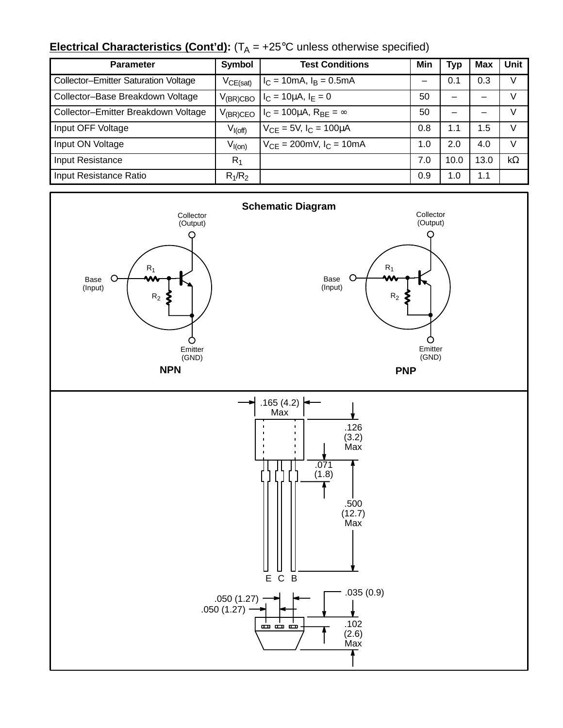**Electrical Characteristics (Cont'd):** ($T_A$ = +25°C unless otherwise specified)

| Parameter | Symbol | Test Conditions | Min | Typ | Max | Unit |
|---|---|---|---|---|---|---|
| Collector–Emitter Saturation Voltage | $V_{CE(sat)}$ | $I_C$ = 10mA, $I_B$ = 0.5mA | – | 0.1 | 0.3 | V |
| Collector–Base Breakdown Voltage | $V_{(BR)CBO}$ | $I_C$ = 10μA, $I_E$ = 0 | 50 | – | – | V |
| Collector–Emitter Breakdown Voltage | $V_{(BR)CEO}$ | $I_C$ = 100μA, $R_{BE}$ = ∞ | 50 | – | – | V |
| Input OFF Voltage | $V_{I(off)}$ | $V_{CE}$ = 5V, $I_C$ = 100μA | 0.8 | 1.1 | 1.5 | V |
| Input ON Voltage | $V_{I(on)}$ | $V_{CE}$ = 200mV, $I_C$ = 10mA | 1.0 | 2.0 | 4.0 | V |
| Input Resistance | $R_1$ | | 7.0 | 10.0 | 13.0 | kΩ |
| Input Resistance Ratio | $R_1/R_2$ | | 0.9 | 1.0 | 1.1 | |

**Schematic Diagram**

Collector (Output)

Base (Input)

$R_1$

$R_2$

Emitter (GND)

**NPN**

Collector (Output)

Base (Input)

$R_1$

$R_2$

Emitter (GND)

**PNP**

.165 (4.2) Max

.126 (3.2) Max

.071 (1.8)

.500 (12.7) Max

E C B

.050 (1.27)

.050 (1.27)

.035 (0.9)

.102 (2.6) Max